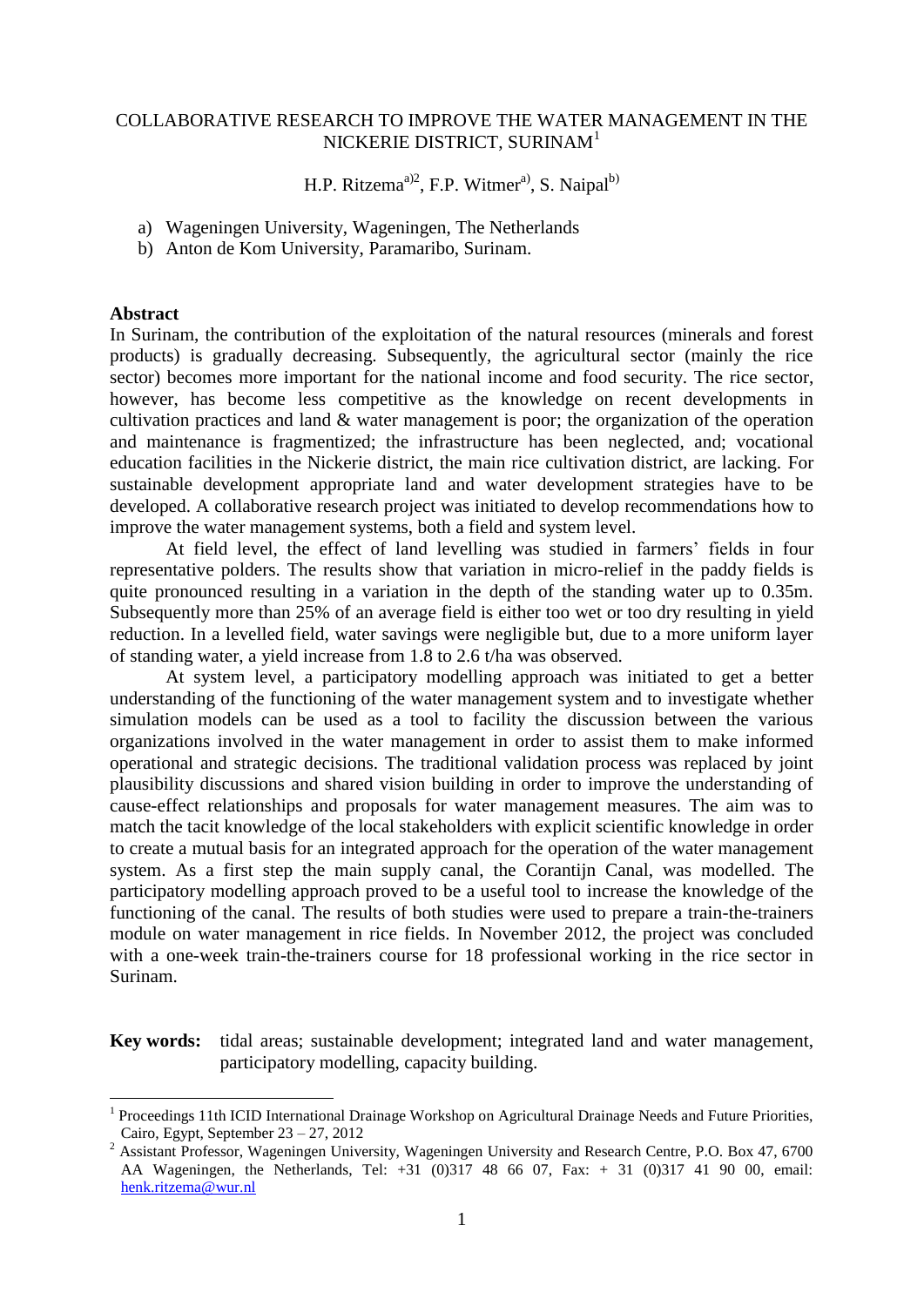# COLLABORATIVE RESEARCH TO IMPROVE THE WATER MANAGEMENT IN THE NICKERIE DISTRICT, SURINAM[1]

H.P. Ritzema[a)2], F.P. Witmer[a)], S. Naipal[b)]

a) Wageningen University, Wageningen, The Netherlands
b) Anton de Kom University, Paramaribo, Surinam.

## Abstract

In Surinam, the contribution of the exploitation of the natural resources (minerals and forest products) is gradually decreasing. Subsequently, the agricultural sector (mainly the rice sector) becomes more important for the national income and food security. The rice sector, however, has become less competitive as the knowledge on recent developments in cultivation practices and land & water management is poor; the organization of the operation and maintenance is fragmentized; the infrastructure has been neglected, and; vocational education facilities in the Nickerie district, the main rice cultivation district, are lacking. For sustainable development appropriate land and water development strategies have to be developed. A collaborative research project was initiated to develop recommendations how to improve the water management systems, both a field and system level.

At field level, the effect of land levelling was studied in farmers' fields in four representative polders. The results show that variation in micro-relief in the paddy fields is quite pronounced resulting in a variation in the depth of the standing water up to 0.35m. Subsequently more than 25% of an average field is either too wet or too dry resulting in yield reduction. In a levelled field, water savings were negligible but, due to a more uniform layer of standing water, a yield increase from 1.8 to 2.6 t/ha was observed.

At system level, a participatory modelling approach was initiated to get a better understanding of the functioning of the water management system and to investigate whether simulation models can be used as a tool to facility the discussion between the various organizations involved in the water management in order to assist them to make informed operational and strategic decisions. The traditional validation process was replaced by joint plausibility discussions and shared vision building in order to improve the understanding of cause-effect relationships and proposals for water management measures. The aim was to match the tacit knowledge of the local stakeholders with explicit scientific knowledge in order to create a mutual basis for an integrated approach for the operation of the water management system. As a first step the main supply canal, the Corantijn Canal, was modelled. The participatory modelling approach proved to be a useful tool to increase the knowledge of the functioning of the canal. The results of both studies were used to prepare a train-the-trainers module on water management in rice fields. In November 2012, the project was concluded with a one-week train-the-trainers course for 18 professional working in the rice sector in Surinam.

**Key words:** tidal areas; sustainable development; integrated land and water management, participatory modelling, capacity building.

---

[1] Proceedings 11th ICID International Drainage Workshop on Agricultural Drainage Needs and Future Priorities, Cairo, Egypt, September 23 – 27, 2012

[2] Assistant Professor, Wageningen University, Wageningen University and Research Centre, P.O. Box 47, 6700 AA Wageningen, the Netherlands, Tel: +31 (0)317 48 66 07, Fax: + 31 (0)317 41 90 00, email: henk.ritzema@wur.nl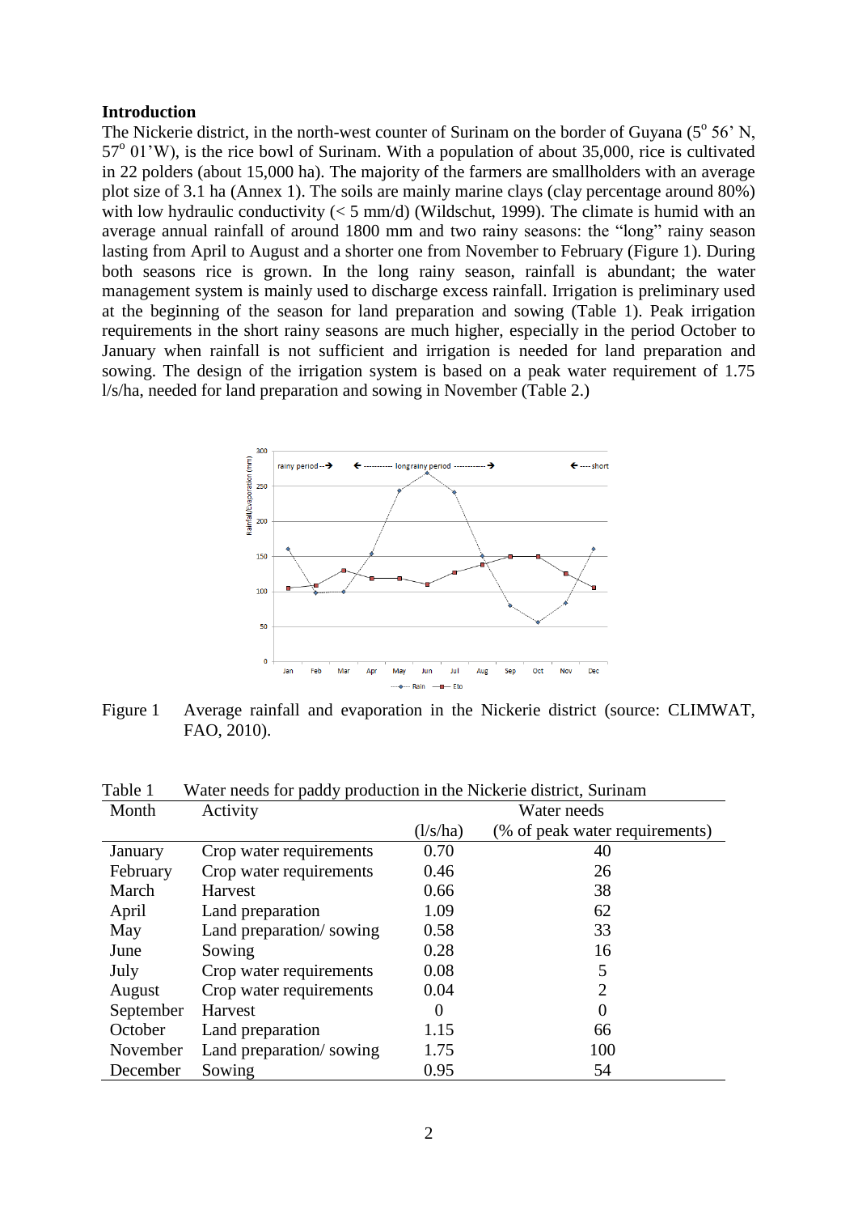## Introduction

The Nickerie district, in the north-west counter of Surinam on the border of Guyana ($5^o$ 56' N, $57^o$ 01'W), is the rice bowl of Surinam. With a population of about 35,000, rice is cultivated in 22 polders (about 15,000 ha). The majority of the farmers are smallholders with an average plot size of 3.1 ha (Annex 1). The soils are mainly marine clays (clay percentage around 80%) with low hydraulic conductivity (< 5 mm/d) (Wildschut, 1999). The climate is humid with an average annual rainfall of around 1800 mm and two rainy seasons: the "long" rainy season lasting from April to August and a shorter one from November to February (Figure 1). During both seasons rice is grown. In the long rainy season, rainfall is abundant; the water management system is mainly used to discharge excess rainfall. Irrigation is preliminary used at the beginning of the season for land preparation and sowing (Table 1). Peak irrigation requirements in the short rainy seasons are much higher, especially in the period October to January when rainfall is not sufficient and irrigation is needed for land preparation and sowing. The design of the irrigation system is based on a peak water requirement of 1.75 l/s/ha, needed for land preparation and sowing in November (Table 2.)

Figure 1 Average rainfall and evaporation in the Nickerie district (source: CLIMWAT, FAO, 2010).

Table 1 Water needs for paddy production in the Nickerie district, Surinam

| Month | Activity | Water needs | |
|---|---|---|---|
| | | (l/s/ha) | (% of peak water requirements) |
| January | Crop water requirements | 0.70 | 40 |
| February | Crop water requirements | 0.46 | 26 |
| March | Harvest | 0.66 | 38 |
| April | Land preparation | 1.09 | 62 |
| May | Land preparation/ sowing | 0.58 | 33 |
| June | Sowing | 0.28 | 16 |
| July | Crop water requirements | 0.08 | 5 |
| August | Crop water requirements | 0.04 | 2 |
| September | Harvest | 0 | 0 |
| October | Land preparation | 1.15 | 66 |
| November | Land preparation/ sowing | 1.75 | 100 |
| December | Sowing | 0.95 | 54 |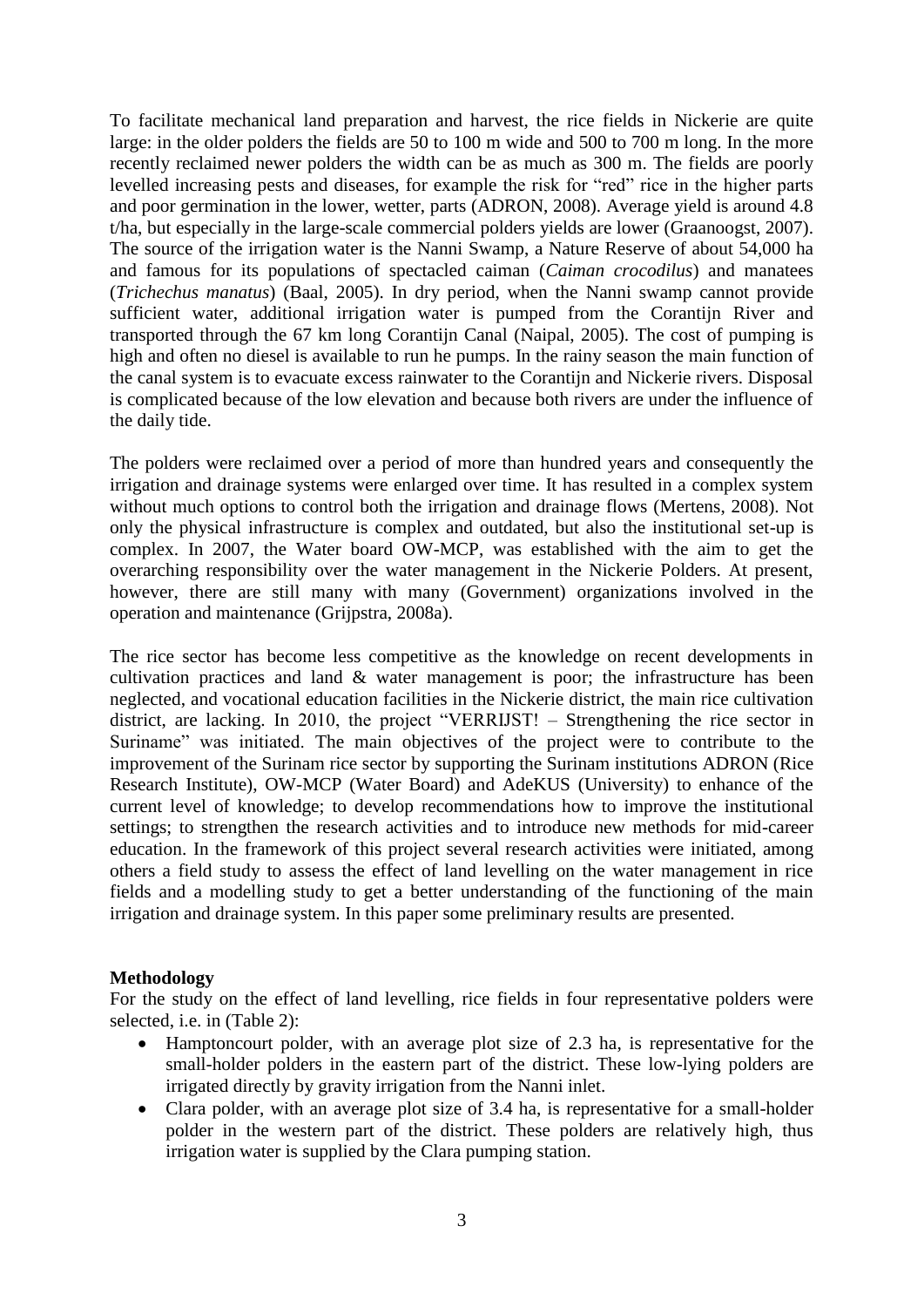To facilitate mechanical land preparation and harvest, the rice fields in Nickerie are quite large: in the older polders the fields are 50 to 100 m wide and 500 to 700 m long. In the more recently reclaimed newer polders the width can be as much as 300 m. The fields are poorly levelled increasing pests and diseases, for example the risk for "red" rice in the higher parts and poor germination in the lower, wetter, parts (ADRON, 2008). Average yield is around 4.8 t/ha, but especially in the large-scale commercial polders yields are lower (Graanoogst, 2007). The source of the irrigation water is the Nanni Swamp, a Nature Reserve of about 54,000 ha and famous for its populations of spectacled caiman (*Caiman crocodilus*) and manatees (*Trichechus manatus*) (Baal, 2005). In dry period, when the Nanni swamp cannot provide sufficient water, additional irrigation water is pumped from the Corantijn River and transported through the 67 km long Corantijn Canal (Naipal, 2005). The cost of pumping is high and often no diesel is available to run he pumps. In the rainy season the main function of the canal system is to evacuate excess rainwater to the Corantijn and Nickerie rivers. Disposal is complicated because of the low elevation and because both rivers are under the influence of the daily tide.

The polders were reclaimed over a period of more than hundred years and consequently the irrigation and drainage systems were enlarged over time. It has resulted in a complex system without much options to control both the irrigation and drainage flows (Mertens, 2008). Not only the physical infrastructure is complex and outdated, but also the institutional set-up is complex. In 2007, the Water board OW-MCP, was established with the aim to get the overarching responsibility over the water management in the Nickerie Polders. At present, however, there are still many with many (Government) organizations involved in the operation and maintenance (Grijpstra, 2008a).

The rice sector has become less competitive as the knowledge on recent developments in cultivation practices and land & water management is poor; the infrastructure has been neglected, and vocational education facilities in the Nickerie district, the main rice cultivation district, are lacking. In 2010, the project "VERRIJST! – Strengthening the rice sector in Suriname" was initiated. The main objectives of the project were to contribute to the improvement of the Surinam rice sector by supporting the Surinam institutions ADRON (Rice Research Institute), OW-MCP (Water Board) and AdeKUS (University) to enhance of the current level of knowledge; to develop recommendations how to improve the institutional settings; to strengthen the research activities and to introduce new methods for mid-career education. In the framework of this project several research activities were initiated, among others a field study to assess the effect of land levelling on the water management in rice fields and a modelling study to get a better understanding of the functioning of the main irrigation and drainage system. In this paper some preliminary results are presented.

**Methodology**

For the study on the effect of land levelling, rice fields in four representative polders were selected, i.e. in (Table 2):

- Hamptoncourt polder, with an average plot size of 2.3 ha, is representative for the small-holder polders in the eastern part of the district. These low-lying polders are irrigated directly by gravity irrigation from the Nanni inlet.
- Clara polder, with an average plot size of 3.4 ha, is representative for a small-holder polder in the western part of the district. These polders are relatively high, thus irrigation water is supplied by the Clara pumping station.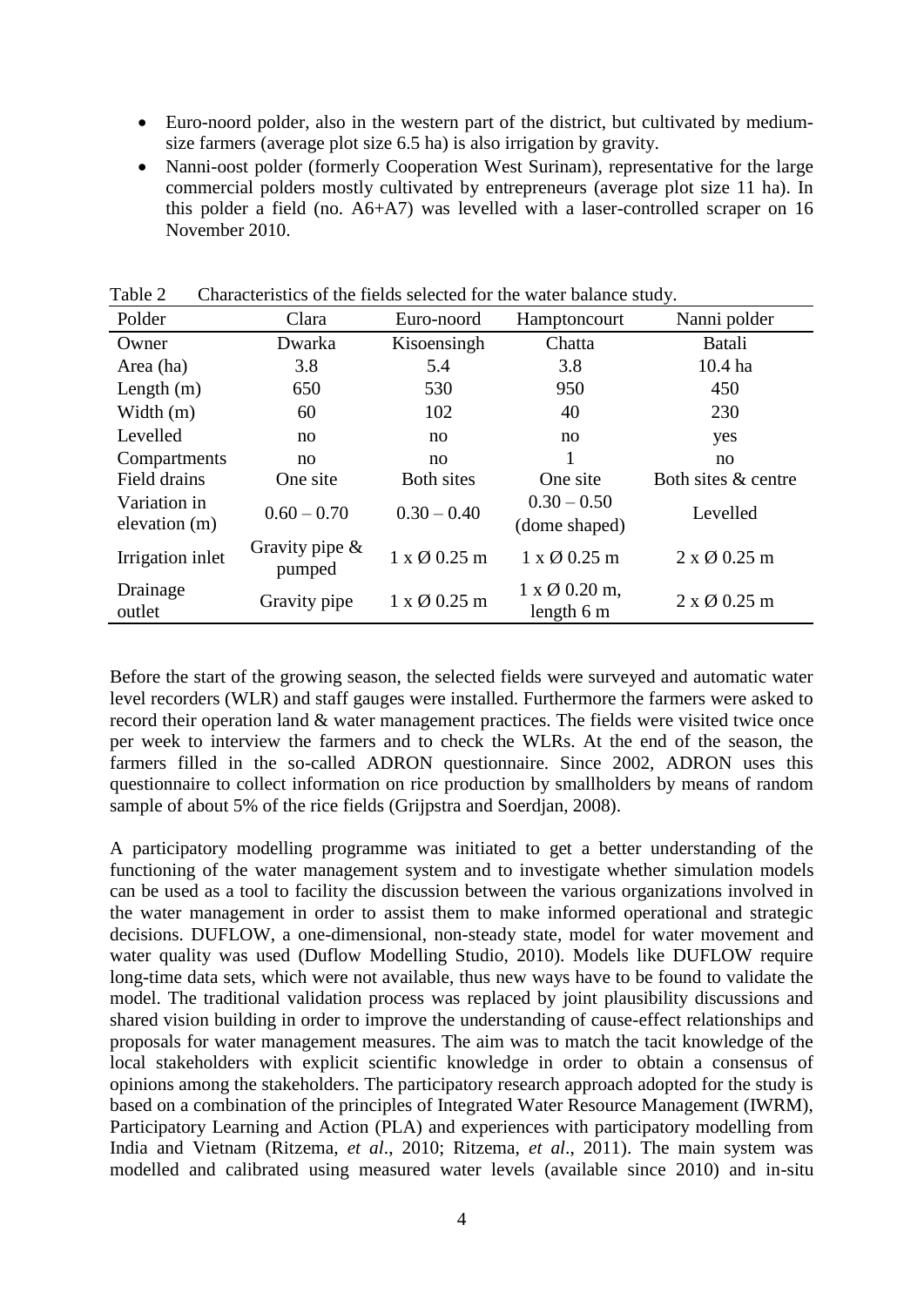- Euro-noord polder, also in the western part of the district, but cultivated by medium-size farmers (average plot size 6.5 ha) is also irrigation by gravity.
- Nanni-oost polder (formerly Cooperation West Surinam), representative for the large commercial polders mostly cultivated by entrepreneurs (average plot size 11 ha). In this polder a field (no. A6+A7) was levelled with a laser-controlled scraper on 16 November 2010.

Table 2 Characteristics of the fields selected for the water balance study.

| Polder | Clara | Euro-noord | Hamptoncourt | Nanni polder |
|---|---|---|---|---|
| Owner | Dwarka | Kisoensingh | Chatta | Batali |
| Area (ha) | 3.8 | 5.4 | 3.8 | 10.4 ha |
| Length (m) | 650 | 530 | 950 | 450 |
| Width (m) | 60 | 102 | 40 | 230 |
| Levelled | no | no | no | yes |
| Compartments | no | no | 1 | no |
| Field drains | One site | Both sites | One site | Both sites & centre |
| Variation in elevation (m) | 0.60 – 0.70 | 0.30 – 0.40 | 0.30 – 0.50 (dome shaped) | Levelled |
| Irrigation inlet | Gravity pipe & pumped | 1 x Ø 0.25 m | 1 x Ø 0.25 m | 2 x Ø 0.25 m |
| Drainage outlet | Gravity pipe | 1 x Ø 0.25 m | 1 x Ø 0.20 m, length 6 m | 2 x Ø 0.25 m |

Before the start of the growing season, the selected fields were surveyed and automatic water level recorders (WLR) and staff gauges were installed. Furthermore the farmers were asked to record their operation land & water management practices. The fields were visited twice once per week to interview the farmers and to check the WLRs. At the end of the season, the farmers filled in the so-called ADRON questionnaire. Since 2002, ADRON uses this questionnaire to collect information on rice production by smallholders by means of random sample of about 5% of the rice fields (Grijpstra and Soerdjan, 2008).

A participatory modelling programme was initiated to get a better understanding of the functioning of the water management system and to investigate whether simulation models can be used as a tool to facility the discussion between the various organizations involved in the water management in order to assist them to make informed operational and strategic decisions. DUFLOW, a one-dimensional, non-steady state, model for water movement and water quality was used (Duflow Modelling Studio, 2010). Models like DUFLOW require long-time data sets, which were not available, thus new ways have to be found to validate the model. The traditional validation process was replaced by joint plausibility discussions and shared vision building in order to improve the understanding of cause-effect relationships and proposals for water management measures. The aim was to match the tacit knowledge of the local stakeholders with explicit scientific knowledge in order to obtain a consensus of opinions among the stakeholders. The participatory research approach adopted for the study is based on a combination of the principles of Integrated Water Resource Management (IWRM), Participatory Learning and Action (PLA) and experiences with participatory modelling from India and Vietnam (Ritzema, *et al*., 2010; Ritzema, *et al*., 2011). The main system was modelled and calibrated using measured water levels (available since 2010) and in-situ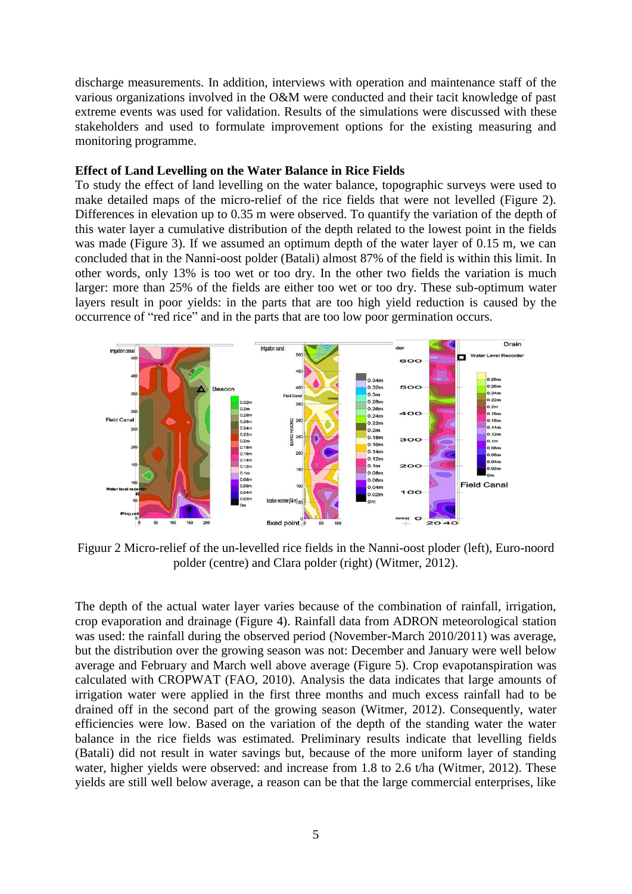discharge measurements. In addition, interviews with operation and maintenance staff of the various organizations involved in the O&M were conducted and their tacit knowledge of past extreme events was used for validation. Results of the simulations were discussed with these stakeholders and used to formulate improvement options for the existing measuring and monitoring programme.

**Effect of Land Levelling on the Water Balance in Rice Fields**

To study the effect of land levelling on the water balance, topographic surveys were used to make detailed maps of the micro-relief of the rice fields that were not levelled (Figure 2). Differences in elevation up to 0.35 m were observed. To quantify the variation of the depth of this water layer a cumulative distribution of the depth related to the lowest point in the fields was made (Figure 3). If we assumed an optimum depth of the water layer of 0.15 m, we can concluded that in the Nanni-oost polder (Batali) almost 87% of the field is within this limit. In other words, only 13% is too wet or too dry. In the other two fields the variation is much larger: more than 25% of the fields are either too wet or too dry. These sub-optimum water layers result in poor yields: in the parts that are too high yield reduction is caused by the occurrence of "red rice" and in the parts that are too low poor germination occurs.

Figuur 2 Micro-relief of the un-levelled rice fields in the Nanni-oost ploder (left), Euro-noord polder (centre) and Clara polder (right) (Witmer, 2012).

The depth of the actual water layer varies because of the combination of rainfall, irrigation, crop evaporation and drainage (Figure 4). Rainfall data from ADRON meteorological station was used: the rainfall during the observed period (November-March 2010/2011) was average, but the distribution over the growing season was not: December and January were well below average and February and March well above average (Figure 5). Crop evapotanspiration was calculated with CROPWAT (FAO, 2010). Analysis the data indicates that large amounts of irrigation water were applied in the first three months and much excess rainfall had to be drained off in the second part of the growing season (Witmer, 2012). Consequently, water efficiencies were low. Based on the variation of the depth of the standing water the water balance in the rice fields was estimated. Preliminary results indicate that levelling fields (Batali) did not result in water savings but, because of the more uniform layer of standing water, higher yields were observed: and increase from 1.8 to 2.6 t/ha (Witmer, 2012). These yields are still well below average, a reason can be that the large commercial enterprises, like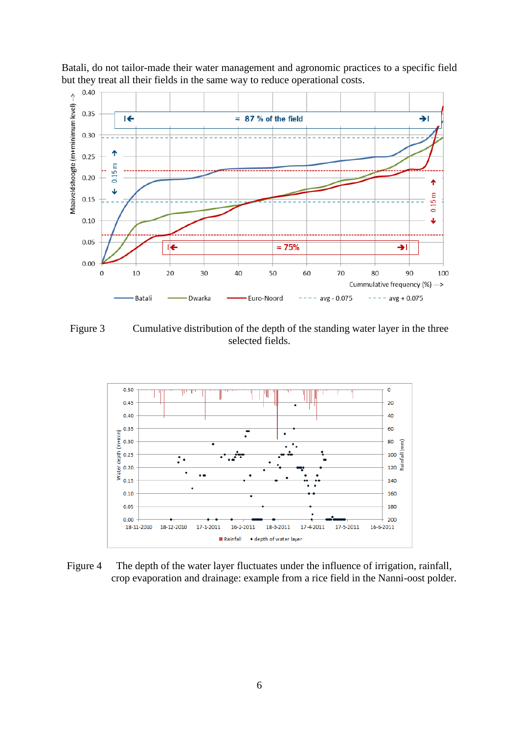Batali, do not tailor-made their water management and agronomic practices to a specific field but they treat all their fields in the same way to reduce operational costs.

Figure 3 Cumulative distribution of the depth of the standing water layer in the three selected fields.

Figure 4 The depth of the water layer fluctuates under the influence of irrigation, rainfall, crop evaporation and drainage: example from a rice field in the Nanni-oost polder.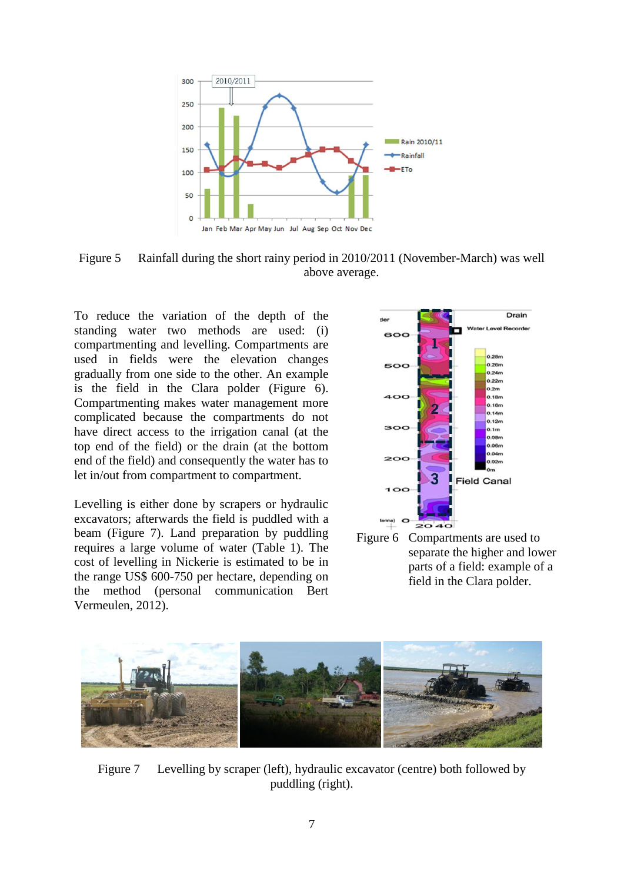Figure 5 Rainfall during the short rainy period in 2010/2011 (November-March) was well above average.

To reduce the variation of the depth of the standing water two methods are used: (i) compartmenting and levelling. Compartments are used in fields were the elevation changes gradually from one side to the other. An example is the field in the Clara polder (Figure 6). Compartmenting makes water management more complicated because the compartments do not have direct access to the irrigation canal (at the top end of the field) or the drain (at the bottom end of the field) and consequently the water has to let in/out from compartment to compartment.

Levelling is either done by scrapers or hydraulic excavators; afterwards the field is puddled with a beam (Figure 7). Land preparation by puddling requires a large volume of water (Table 1). The cost of levelling in Nickerie is estimated to be in the range US$ 600-750 per hectare, depending on the method (personal communication Bert Vermeulen, 2012).

Figure 6 Compartments are used to separate the higher and lower parts of a field: example of a field in the Clara polder.

Figure 7 Levelling by scraper (left), hydraulic excavator (centre) both followed by puddling (right).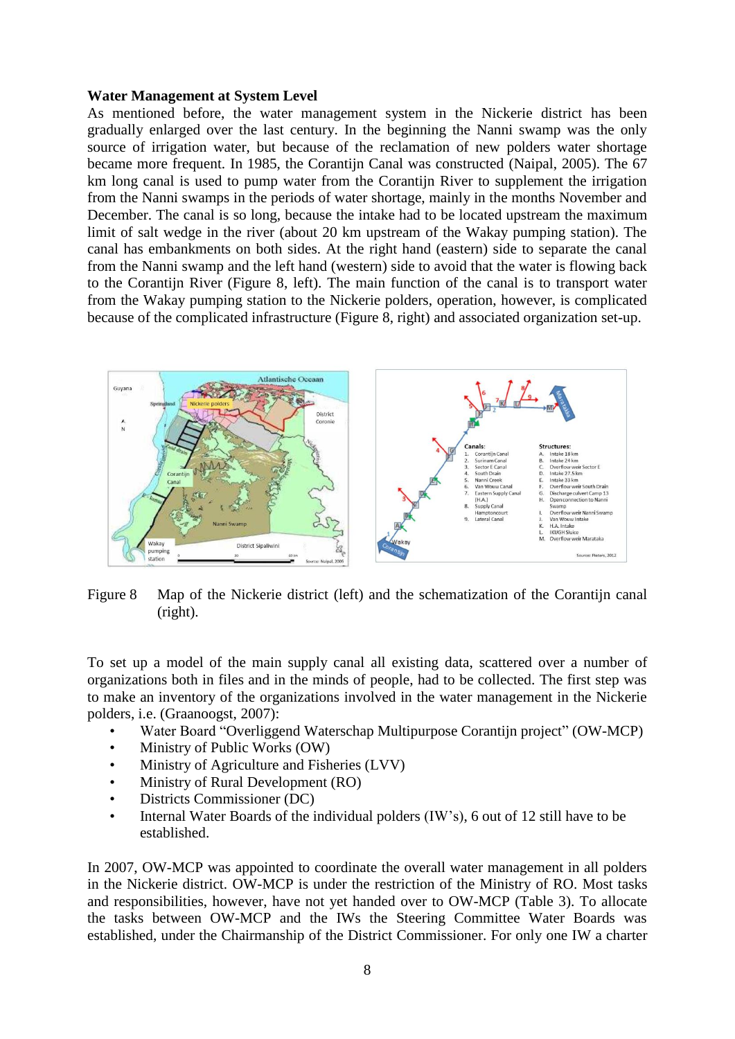**Water Management at System Level**

As mentioned before, the water management system in the Nickerie district has been gradually enlarged over the last century. In the beginning the Nanni swamp was the only source of irrigation water, but because of the reclamation of new polders water shortage became more frequent. In 1985, the Corantijn Canal was constructed (Naipal, 2005). The 67 km long canal is used to pump water from the Corantijn River to supplement the irrigation from the Nanni swamps in the periods of water shortage, mainly in the months November and December. The canal is so long, because the intake had to be located upstream the maximum limit of salt wedge in the river (about 20 km upstream of the Wakay pumping station). The canal has embankments on both sides. At the right hand (eastern) side to separate the canal from the Nanni swamp and the left hand (western) side to avoid that the water is flowing back to the Corantijn River (Figure 8, left). The main function of the canal is to transport water from the Wakay pumping station to the Nickerie polders, operation, however, is complicated because of the complicated infrastructure (Figure 8, right) and associated organization set-up.

Figure 8 Map of the Nickerie district (left) and the schematization of the Corantijn canal (right).

To set up a model of the main supply canal all existing data, scattered over a number of organizations both in files and in the minds of people, had to be collected. The first step was to make an inventory of the organizations involved in the water management in the Nickerie polders, i.e. (Graanoogst, 2007):

- Water Board “Overliggend Waterschap Multipurpose Corantijn project” (OW-MCP)
- Ministry of Public Works (OW)
- Ministry of Agriculture and Fisheries (LVV)
- Ministry of Rural Development (RO)
- Districts Commissioner (DC)
- Internal Water Boards of the individual polders (IW’s), 6 out of 12 still have to be established.

In 2007, OW-MCP was appointed to coordinate the overall water management in all polders in the Nickerie district. OW-MCP is under the restriction of the Ministry of RO. Most tasks and responsibilities, however, have not yet handed over to OW-MCP (Table 3). To allocate the tasks between OW-MCP and the IWs the Steering Committee Water Boards was established, under the Chairmanship of the District Commissioner. For only one IW a charter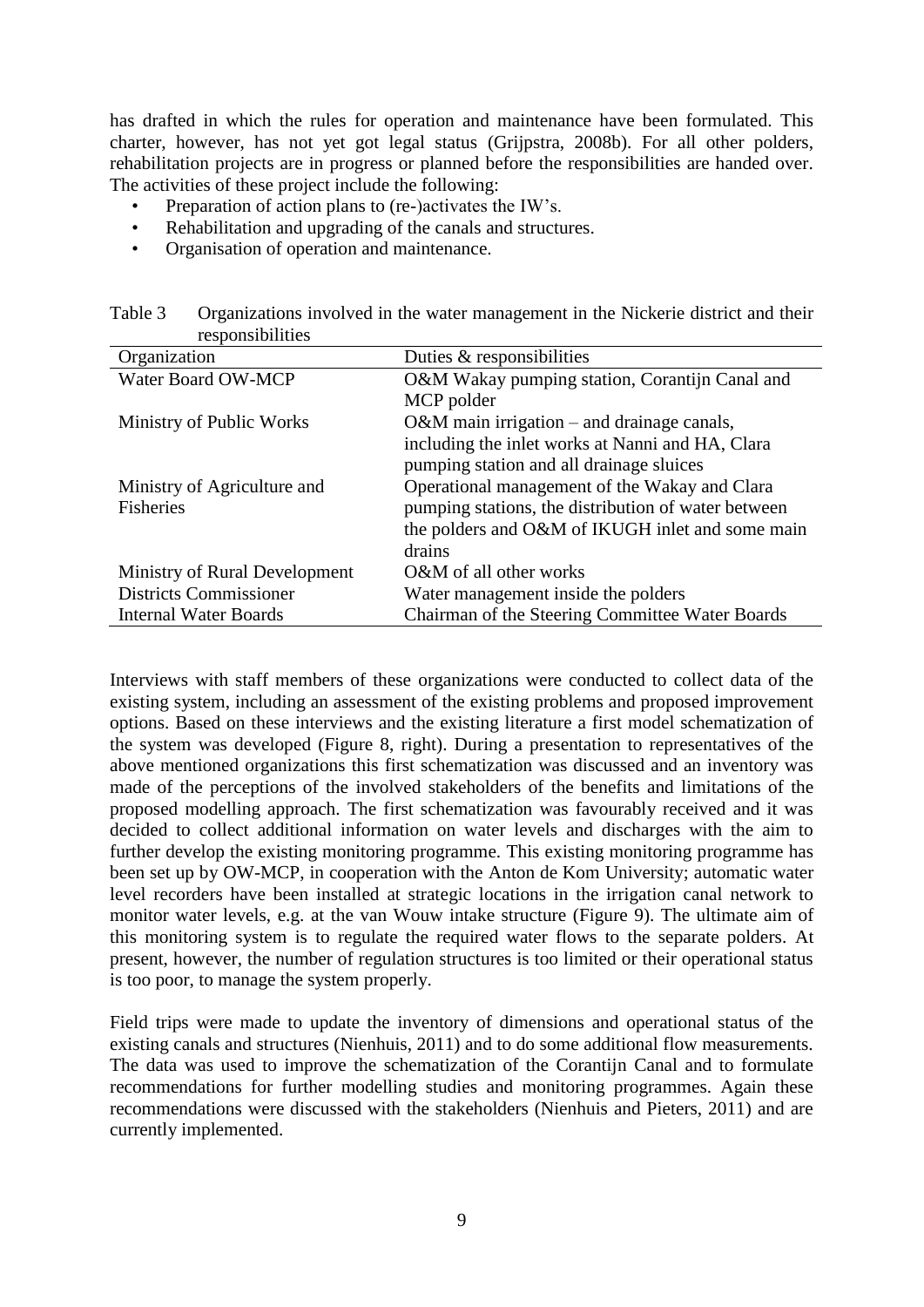has drafted in which the rules for operation and maintenance have been formulated. This charter, however, has not yet got legal status (Grijpstra, 2008b). For all other polders, rehabilitation projects are in progress or planned before the responsibilities are handed over. The activities of these project include the following:

- Preparation of action plans to (re-)activates the IW's.
- Rehabilitation and upgrading of the canals and structures.
- Organisation of operation and maintenance.

Table 3 Organizations involved in the water management in the Nickerie district and their responsibilities

| Organization | Duties & responsibilities |
|---|---|
| Water Board OW-MCP | O&M Wakay pumping station, Corantijn Canal and MCP polder |
| Ministry of Public Works | O&M main irrigation – and drainage canals, including the inlet works at Nanni and HA, Clara pumping station and all drainage sluices |
| Ministry of Agriculture and Fisheries | Operational management of the Wakay and Clara pumping stations, the distribution of water between the polders and O&M of IKUGH inlet and some main drains |
| Ministry of Rural Development | O&M of all other works |
| Districts Commissioner | Water management inside the polders |
| Internal Water Boards | Chairman of the Steering Committee Water Boards |

Interviews with staff members of these organizations were conducted to collect data of the existing system, including an assessment of the existing problems and proposed improvement options. Based on these interviews and the existing literature a first model schematization of the system was developed (Figure 8, right). During a presentation to representatives of the above mentioned organizations this first schematization was discussed and an inventory was made of the perceptions of the involved stakeholders of the benefits and limitations of the proposed modelling approach. The first schematization was favourably received and it was decided to collect additional information on water levels and discharges with the aim to further develop the existing monitoring programme. This existing monitoring programme has been set up by OW-MCP, in cooperation with the Anton de Kom University; automatic water level recorders have been installed at strategic locations in the irrigation canal network to monitor water levels, e.g. at the van Wouw intake structure (Figure 9). The ultimate aim of this monitoring system is to regulate the required water flows to the separate polders. At present, however, the number of regulation structures is too limited or their operational status is too poor, to manage the system properly.

Field trips were made to update the inventory of dimensions and operational status of the existing canals and structures (Nienhuis, 2011) and to do some additional flow measurements. The data was used to improve the schematization of the Corantijn Canal and to formulate recommendations for further modelling studies and monitoring programmes. Again these recommendations were discussed with the stakeholders (Nienhuis and Pieters, 2011) and are currently implemented.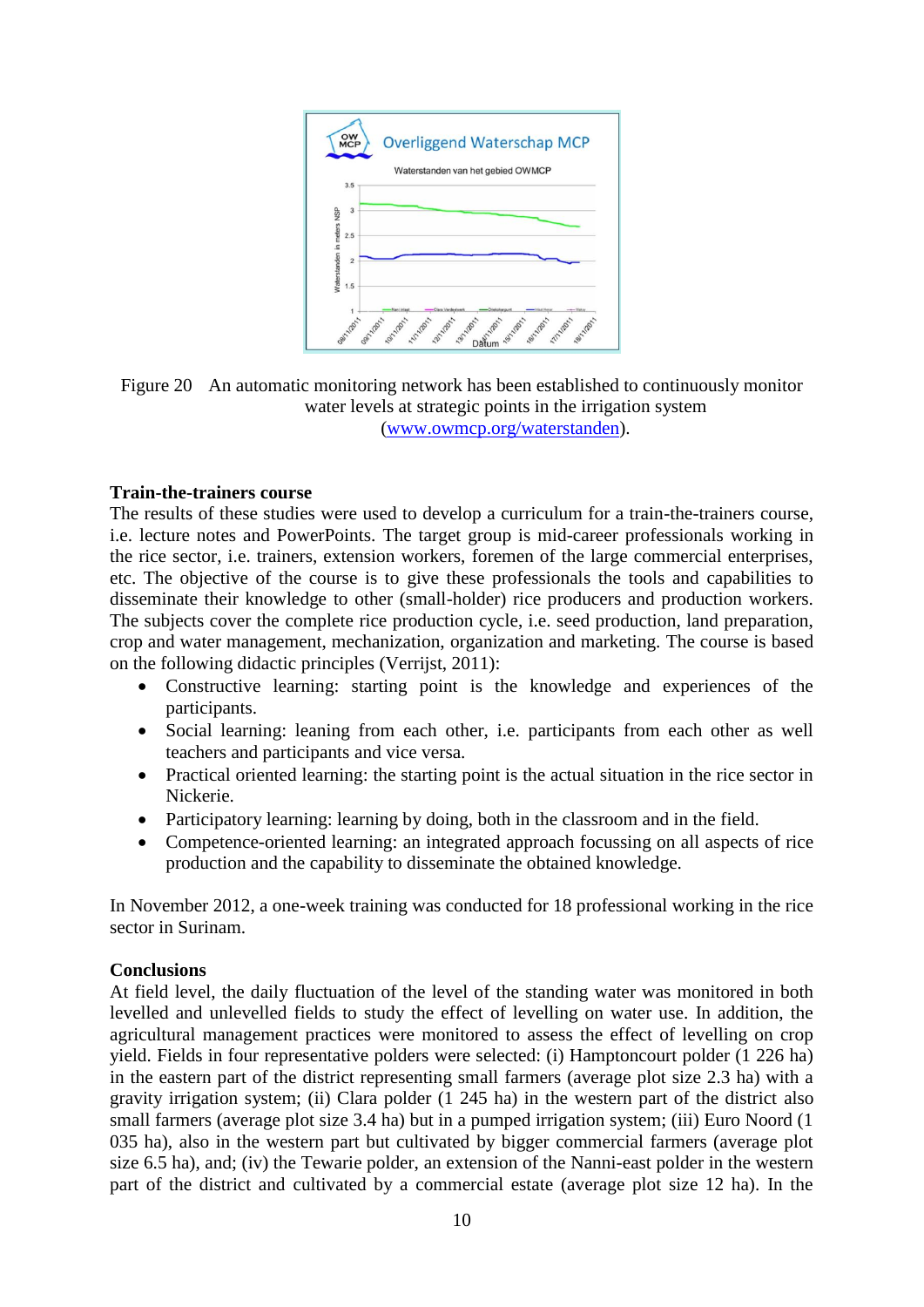Figure 20 An automatic monitoring network has been established to continuously monitor water levels at strategic points in the irrigation system (www.owmcp.org/waterstanden).

**Train-the-trainers course**

The results of these studies were used to develop a curriculum for a train-the-trainers course, i.e. lecture notes and PowerPoints. The target group is mid-career professionals working in the rice sector, i.e. trainers, extension workers, foremen of the large commercial enterprises, etc. The objective of the course is to give these professionals the tools and capabilities to disseminate their knowledge to other (small-holder) rice producers and production workers. The subjects cover the complete rice production cycle, i.e. seed production, land preparation, crop and water management, mechanization, organization and marketing. The course is based on the following didactic principles (Verrijst, 2011):

- Constructive learning: starting point is the knowledge and experiences of the participants.
- Social learning: leaning from each other, i.e. participants from each other as well teachers and participants and vice versa.
- Practical oriented learning: the starting point is the actual situation in the rice sector in Nickerie.
- Participatory learning: learning by doing, both in the classroom and in the field.
- Competence-oriented learning: an integrated approach focussing on all aspects of rice production and the capability to disseminate the obtained knowledge.

In November 2012, a one-week training was conducted for 18 professional working in the rice sector in Surinam.

**Conclusions**

At field level, the daily fluctuation of the level of the standing water was monitored in both levelled and unlevelled fields to study the effect of levelling on water use. In addition, the agricultural management practices were monitored to assess the effect of levelling on crop yield. Fields in four representative polders were selected: (i) Hamptoncourt polder (1 226 ha) in the eastern part of the district representing small farmers (average plot size 2.3 ha) with a gravity irrigation system; (ii) Clara polder (1 245 ha) in the western part of the district also small farmers (average plot size 3.4 ha) but in a pumped irrigation system; (iii) Euro Noord (1 035 ha), also in the western part but cultivated by bigger commercial farmers (average plot size 6.5 ha), and; (iv) the Tewarie polder, an extension of the Nanni-east polder in the western part of the district and cultivated by a commercial estate (average plot size 12 ha). In the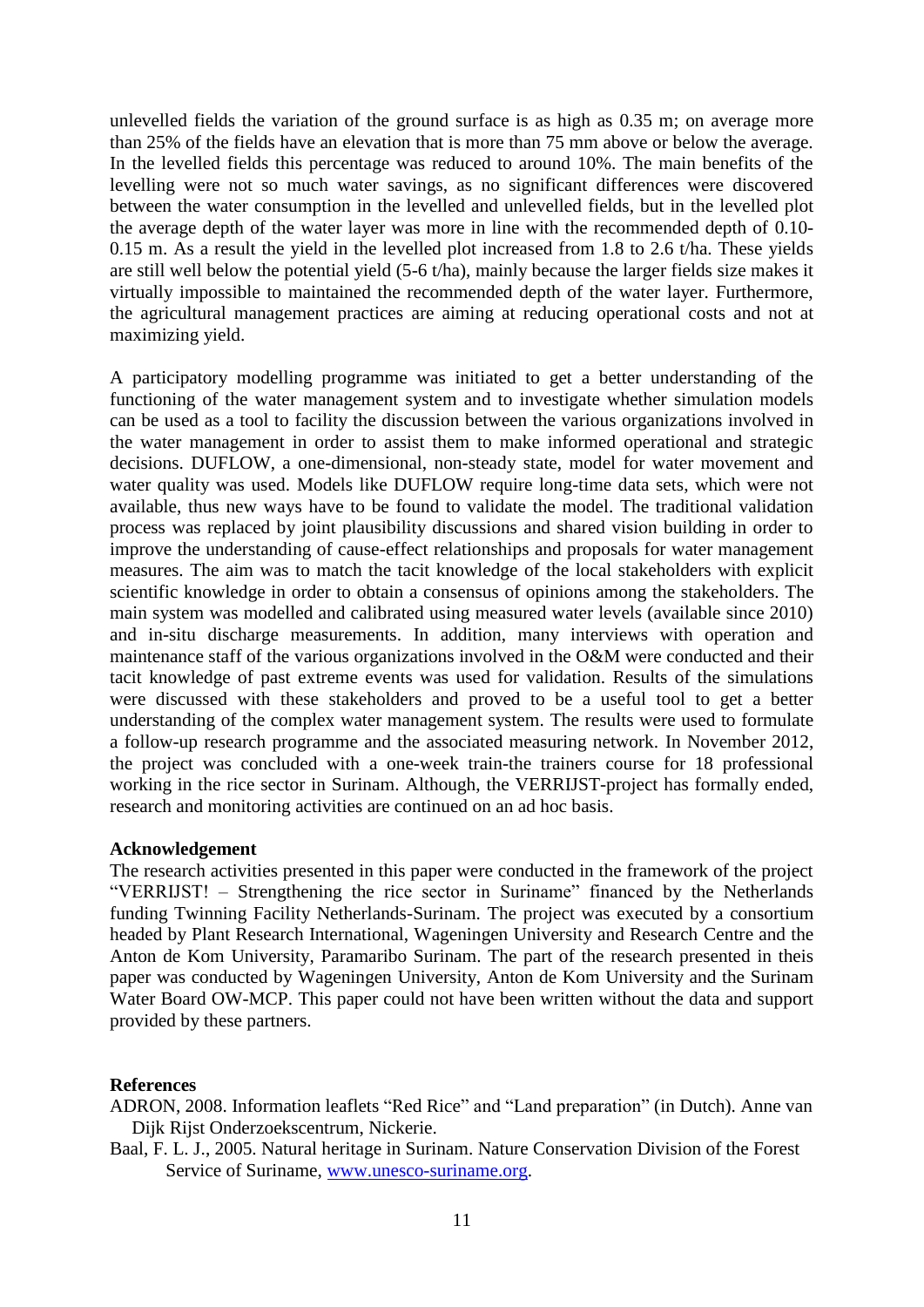unlevelled fields the variation of the ground surface is as high as 0.35 m; on average more than 25% of the fields have an elevation that is more than 75 mm above or below the average. In the levelled fields this percentage was reduced to around 10%. The main benefits of the levelling were not so much water savings, as no significant differences were discovered between the water consumption in the levelled and unlevelled fields, but in the levelled plot the average depth of the water layer was more in line with the recommended depth of 0.10-0.15 m. As a result the yield in the levelled plot increased from 1.8 to 2.6 t/ha. These yields are still well below the potential yield (5-6 t/ha), mainly because the larger fields size makes it virtually impossible to maintained the recommended depth of the water layer. Furthermore, the agricultural management practices are aiming at reducing operational costs and not at maximizing yield.

A participatory modelling programme was initiated to get a better understanding of the functioning of the water management system and to investigate whether simulation models can be used as a tool to facility the discussion between the various organizations involved in the water management in order to assist them to make informed operational and strategic decisions. DUFLOW, a one-dimensional, non-steady state, model for water movement and water quality was used. Models like DUFLOW require long-time data sets, which were not available, thus new ways have to be found to validate the model. The traditional validation process was replaced by joint plausibility discussions and shared vision building in order to improve the understanding of cause-effect relationships and proposals for water management measures. The aim was to match the tacit knowledge of the local stakeholders with explicit scientific knowledge in order to obtain a consensus of opinions among the stakeholders. The main system was modelled and calibrated using measured water levels (available since 2010) and in-situ discharge measurements. In addition, many interviews with operation and maintenance staff of the various organizations involved in the O&M were conducted and their tacit knowledge of past extreme events was used for validation. Results of the simulations were discussed with these stakeholders and proved to be a useful tool to get a better understanding of the complex water management system. The results were used to formulate a follow-up research programme and the associated measuring network. In November 2012, the project was concluded with a one-week train-the trainers course for 18 professional working in the rice sector in Surinam. Although, the VERRIJST-project has formally ended, research and monitoring activities are continued on an ad hoc basis.

**Acknowledgement**

The research activities presented in this paper were conducted in the framework of the project "VERRIJST! – Strengthening the rice sector in Suriname" financed by the Netherlands funding Twinning Facility Netherlands-Surinam. The project was executed by a consortium headed by Plant Research International, Wageningen University and Research Centre and the Anton de Kom University, Paramaribo Surinam. The part of the research presented in theis paper was conducted by Wageningen University, Anton de Kom University and the Surinam Water Board OW-MCP. This paper could not have been written without the data and support provided by these partners.

**References**

ADRON, 2008. Information leaflets "Red Rice" and "Land preparation" (in Dutch). Anne van Dijk Rijst Onderzoekscentrum, Nickerie.

Baal, F. L. J., 2005. Natural heritage in Surinam. Nature Conservation Division of the Forest Service of Suriname, www.unesco-suriname.org.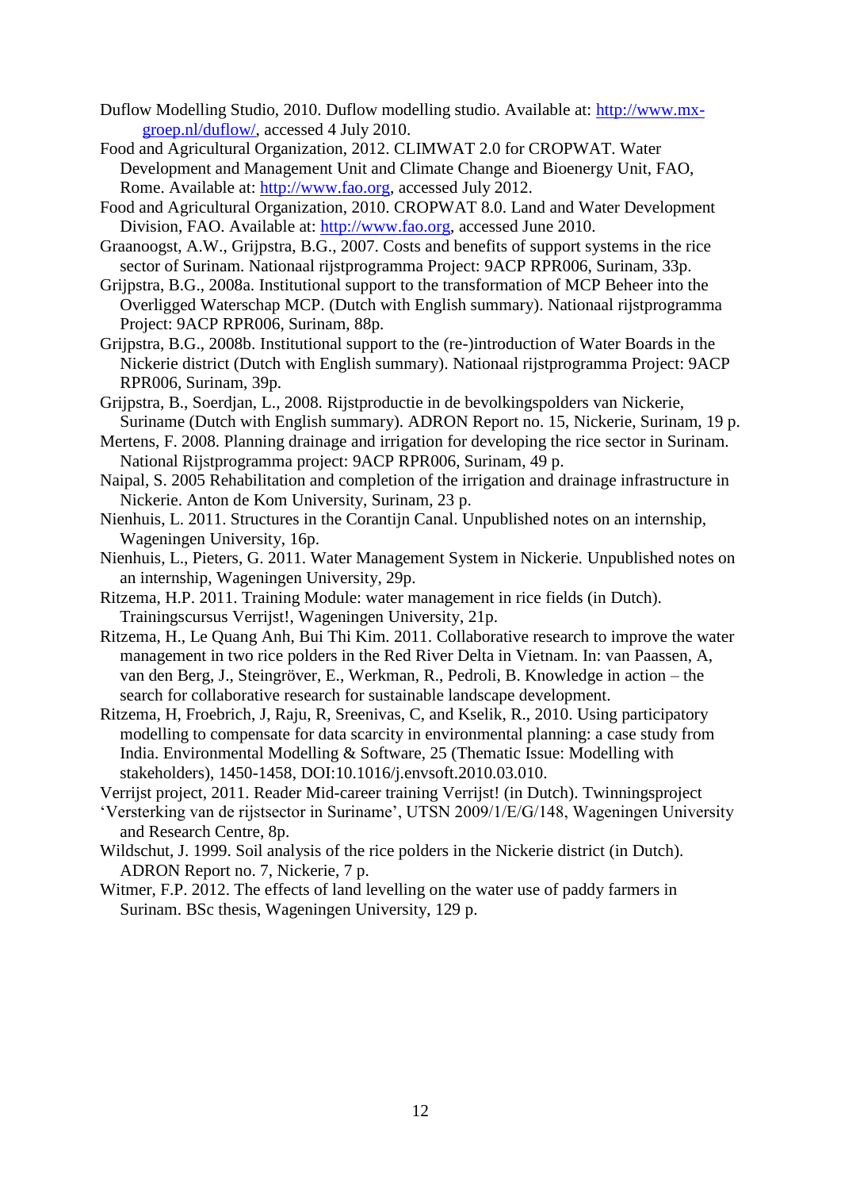Duflow Modelling Studio, 2010. Duflow modelling studio. Available at: http://www.mx-groep.nl/duflow/, accessed 4 July 2010.

Food and Agricultural Organization, 2012. CLIMWAT 2.0 for CROPWAT. Water Development and Management Unit and Climate Change and Bioenergy Unit, FAO, Rome. Available at: http://www.fao.org, accessed July 2012.

Food and Agricultural Organization, 2010. CROPWAT 8.0. Land and Water Development Division, FAO. Available at: http://www.fao.org, accessed June 2010.

Graanoogst, A.W., Grijpstra, B.G., 2007. Costs and benefits of support systems in the rice sector of Surinam. Nationaal rijstprogramma Project: 9ACP RPR006, Surinam, 33p.

Grijpstra, B.G., 2008a. Institutional support to the transformation of MCP Beheer into the Overligged Waterschap MCP. (Dutch with English summary). Nationaal rijstprogramma Project: 9ACP RPR006, Surinam, 88p.

Grijpstra, B.G., 2008b. Institutional support to the (re-)introduction of Water Boards in the Nickerie district (Dutch with English summary). Nationaal rijstprogramma Project: 9ACP RPR006, Surinam, 39p.

Grijpstra, B., Soerdjan, L., 2008. Rijstproductie in de bevolkingspolders van Nickerie, Suriname (Dutch with English summary). ADRON Report no. 15, Nickerie, Surinam, 19 p.

Mertens, F. 2008. Planning drainage and irrigation for developing the rice sector in Surinam. National Rijstprogramma project: 9ACP RPR006, Surinam, 49 p.

Naipal, S. 2005 Rehabilitation and completion of the irrigation and drainage infrastructure in Nickerie. Anton de Kom University, Surinam, 23 p.

Nienhuis, L. 2011. Structures in the Corantijn Canal. Unpublished notes on an internship, Wageningen University, 16p.

Nienhuis, L., Pieters, G. 2011. Water Management System in Nickerie. Unpublished notes on an internship, Wageningen University, 29p.

Ritzema, H.P. 2011. Training Module: water management in rice fields (in Dutch). Trainingscursus Verrijst!, Wageningen University, 21p.

Ritzema, H., Le Quang Anh, Bui Thi Kim. 2011. Collaborative research to improve the water management in two rice polders in the Red River Delta in Vietnam. In: van Paassen, A, van den Berg, J., Steingröver, E., Werkman, R., Pedroli, B. Knowledge in action – the search for collaborative research for sustainable landscape development.

Ritzema, H, Froebrich, J, Raju, R, Sreenivas, C, and Kselik, R., 2010. Using participatory modelling to compensate for data scarcity in environmental planning: a case study from India. Environmental Modelling & Software, 25 (Thematic Issue: Modelling with stakeholders), 1450-1458, DOI:10.1016/j.envsoft.2010.03.010.

Verrijst project, 2011. Reader Mid-career training Verrijst! (in Dutch). Twinningsproject 'Versterking van de rijstsector in Suriname', UTSN 2009/1/E/G/148, Wageningen University and Research Centre, 8p.

Wildschut, J. 1999. Soil analysis of the rice polders in the Nickerie district (in Dutch). ADRON Report no. 7, Nickerie, 7 p.

Witmer, F.P. 2012. The effects of land levelling on the water use of paddy farmers in Surinam. BSc thesis, Wageningen University, 129 p.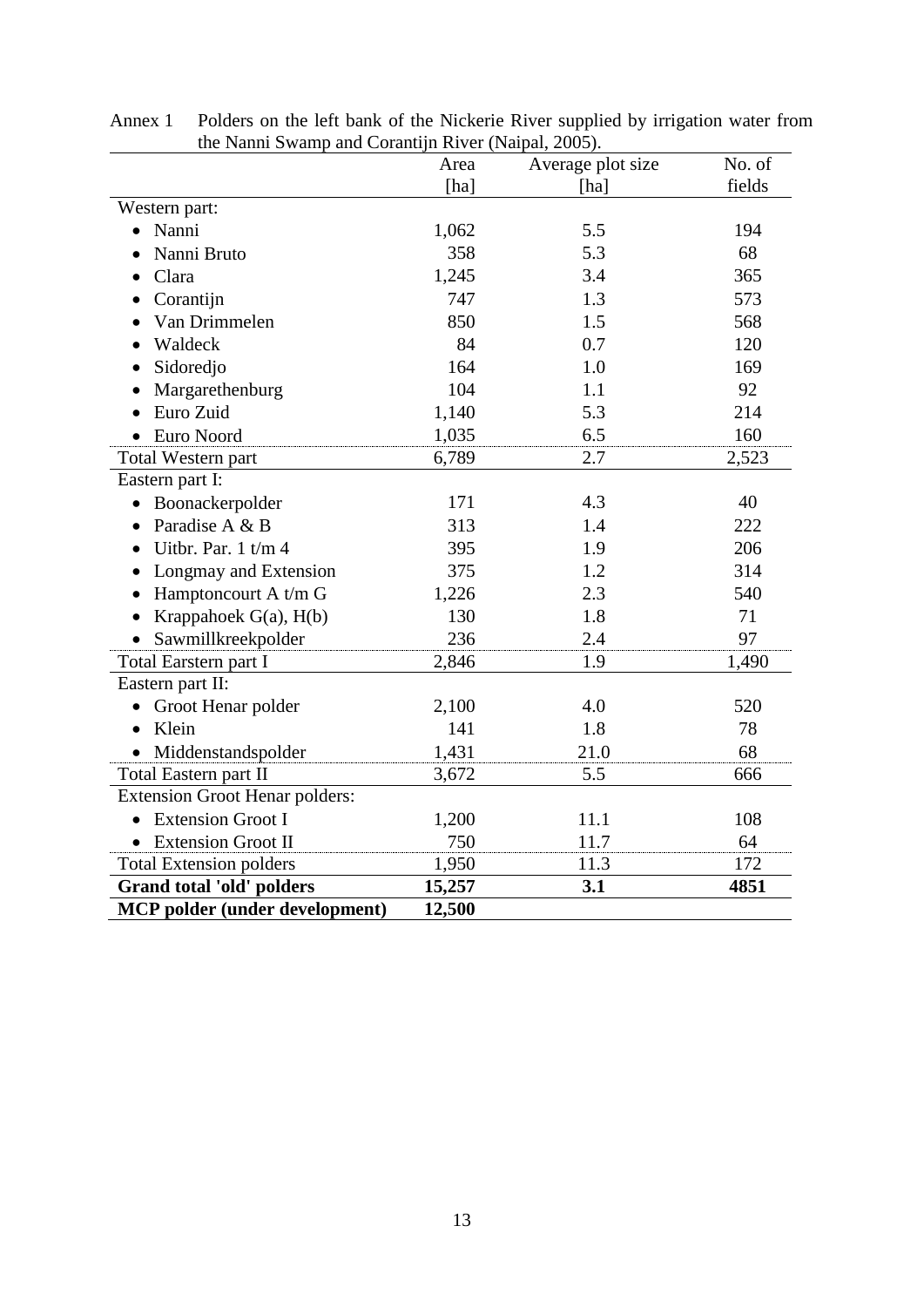Annex 1 Polders on the left bank of the Nickerie River supplied by irrigation water from the Nanni Swamp and Corantijn River (Naipal, 2005).

| | Area [ha] | Average plot size [ha] | No. of fields |
|---|---|---|---|
| Western part: | | | |
| • Nanni | 1,062 | 5.5 | 194 |
| • Nanni Bruto | 358 | 5.3 | 68 |
| • Clara | 1,245 | 3.4 | 365 |
| • Corantijn | 747 | 1.3 | 573 |
| • Van Drimmelen | 850 | 1.5 | 568 |
| • Waldeck | 84 | 0.7 | 120 |
| • Sidoredjo | 164 | 1.0 | 169 |
| • Margarethenburg | 104 | 1.1 | 92 |
| • Euro Zuid | 1,140 | 5.3 | 214 |
| • Euro Noord | 1,035 | 6.5 | 160 |
| Total Western part | 6,789 | 2.7 | 2,523 |
| Eastern part I: | | | |
| • Boonackerpolder | 171 | 4.3 | 40 |
| • Paradise A & B | 313 | 1.4 | 222 |
| • Uitbr. Par. 1 t/m 4 | 395 | 1.9 | 206 |
| • Longmay and Extension | 375 | 1.2 | 314 |
| • Hamptoncourt A t/m G | 1,226 | 2.3 | 540 |
| • Krappahoek G(a), H(b) | 130 | 1.8 | 71 |
| • Sawmillkreekpolder | 236 | 2.4 | 97 |
| Total Earstern part I | 2,846 | 1.9 | 1,490 |
| Eastern part II: | | | |
| • Groot Henar polder | 2,100 | 4.0 | 520 |
| • Klein | 141 | 1.8 | 78 |
| • Middenstandspolder | 1,431 | 21.0 | 68 |
| Total Eastern part II | 3,672 | 5.5 | 666 |
| Extension Groot Henar polders: | | | |
| • Extension Groot I | 1,200 | 11.1 | 108 |
| • Extension Groot II | 750 | 11.7 | 64 |
| Total Extension polders | 1,950 | 11.3 | 172 |
| **Grand total 'old' polders** | **15,257** | **3.1** | **4851** |
| **MCP polder (under development)** | **12,500** | | |